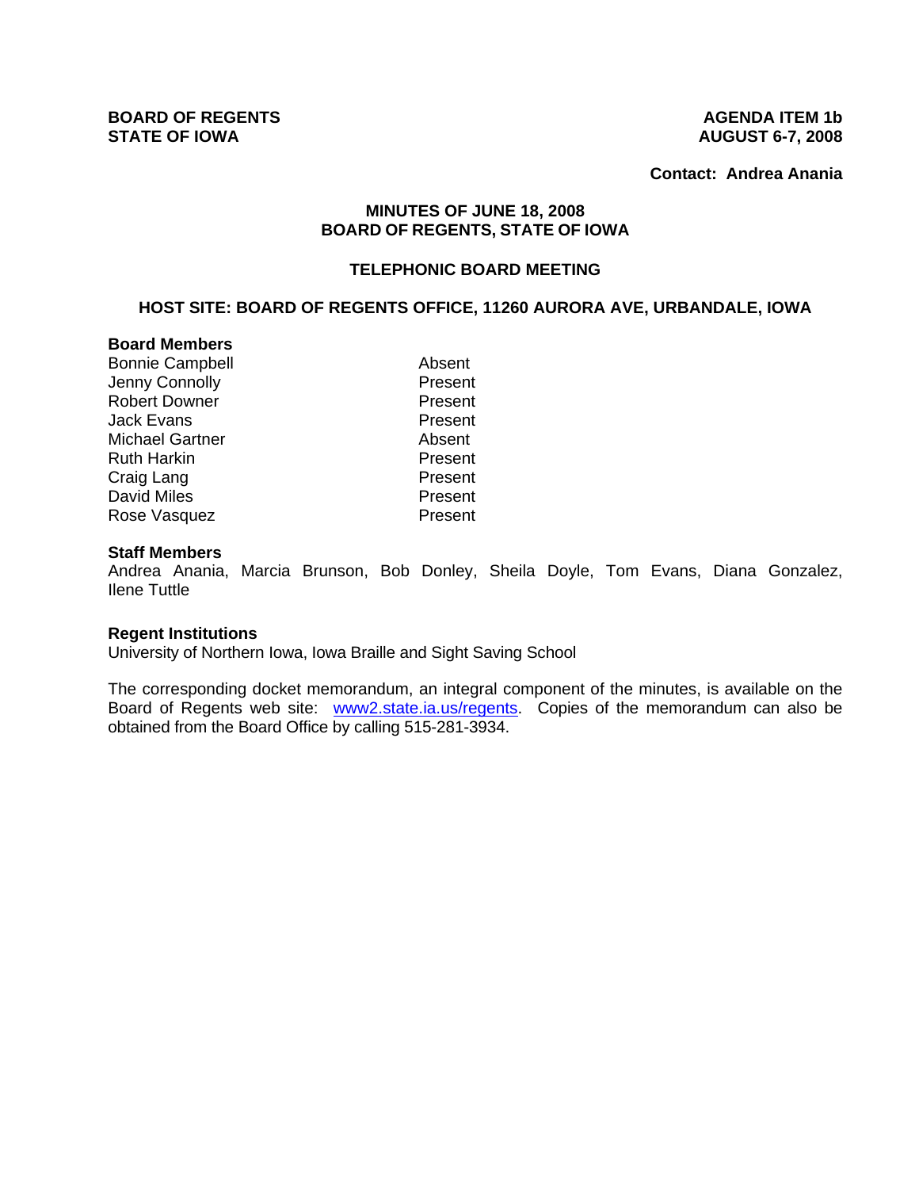**BOARD OF REGENTS**
**STATE OF IOWA**

**AGENDA ITEM 1b**
**AUGUST 6-7, 2008**

**Contact: Andrea Anania**

## MINUTES OF JUNE 18, 2008
## BOARD OF REGENTS, STATE OF IOWA

### TELEPHONIC BOARD MEETING

### HOST SITE: BOARD OF REGENTS OFFICE, 11260 AURORA AVE, URBANDALE, IOWA

**Board Members**

| | |
|---|---|
| Bonnie Campbell | Absent |
| Jenny Connolly | Present |
| Robert Downer | Present |
| Jack Evans | Present |
| Michael Gartner | Absent |
| Ruth Harkin | Present |
| Craig Lang | Present |
| David Miles | Present |
| Rose Vasquez | Present |

**Staff Members**

Andrea Anania, Marcia Brunson, Bob Donley, Sheila Doyle, Tom Evans, Diana Gonzalez, Ilene Tuttle

**Regent Institutions**

University of Northern Iowa, Iowa Braille and Sight Saving School

The corresponding docket memorandum, an integral component of the minutes, is available on the Board of Regents web site: www2.state.ia.us/regents. Copies of the memorandum can also be obtained from the Board Office by calling 515-281-3934.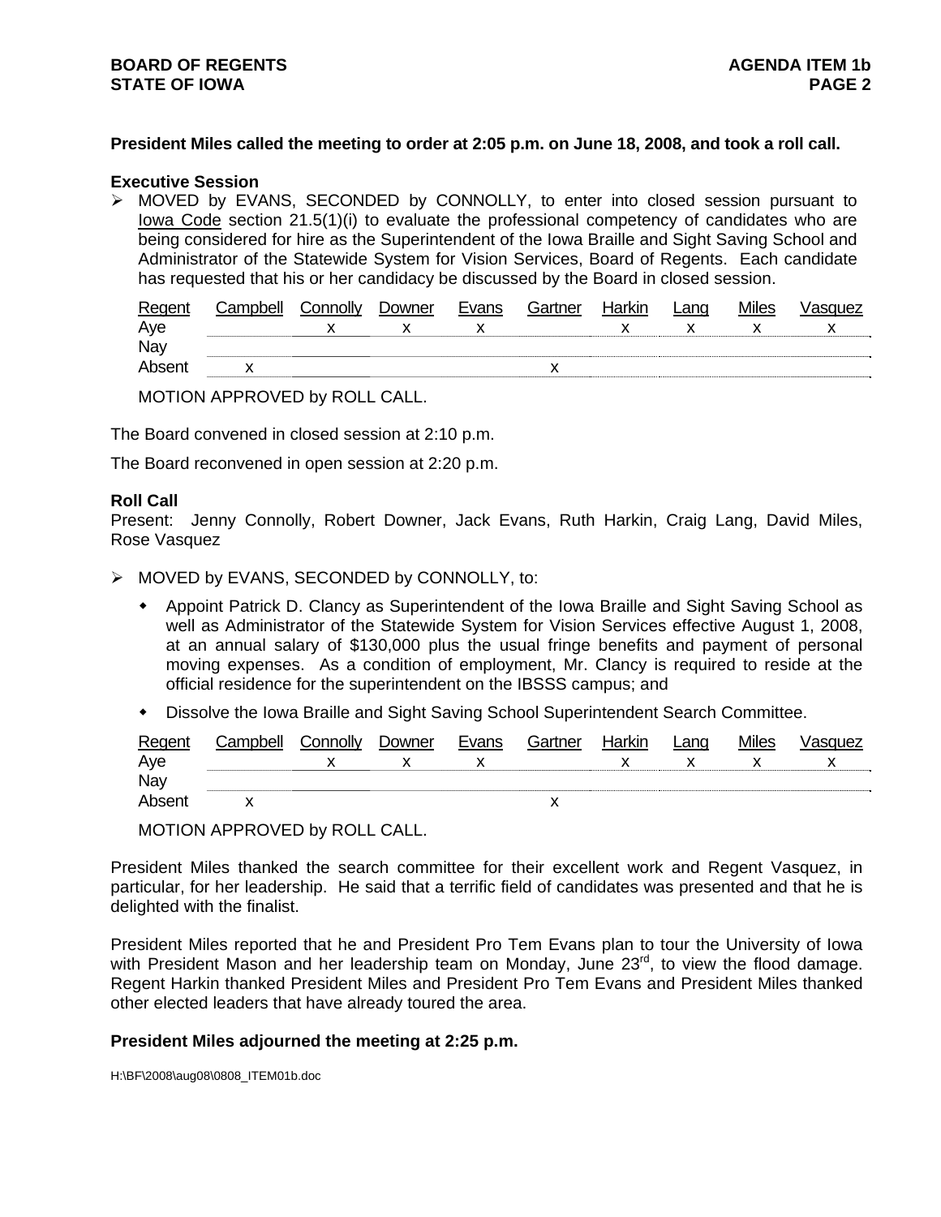**President Miles called the meeting to order at 2:05 p.m. on June 18, 2008, and took a roll call.**

**Executive Session**

- MOVED by EVANS, SECONDED by CONNOLLY, to enter into closed session pursuant to Iowa Code section 21.5(1)(i) to evaluate the professional competency of candidates who are being considered for hire as the Superintendent of the Iowa Braille and Sight Saving School and Administrator of the Statewide System for Vision Services, Board of Regents. Each candidate has requested that his or her candidacy be discussed by the Board in closed session.

| Regent | Campbell | Connolly | Downer | Evans | Gartner | Harkin | Lang | Miles | Vasquez |
|---|---|---|---|---|---|---|---|---|---|
| Aye | | x | x | x | | x | x | x | x |
| Nay | | | | | | | | | |
| Absent | x | | | | x | | | | |

MOTION APPROVED by ROLL CALL.

The Board convened in closed session at 2:10 p.m.

The Board reconvened in open session at 2:20 p.m.

**Roll Call**

Present: Jenny Connolly, Robert Downer, Jack Evans, Ruth Harkin, Craig Lang, David Miles, Rose Vasquez

- MOVED by EVANS, SECONDED by CONNOLLY, to:
  - Appoint Patrick D. Clancy as Superintendent of the Iowa Braille and Sight Saving School as well as Administrator of the Statewide System for Vision Services effective August 1, 2008, at an annual salary of $130,000 plus the usual fringe benefits and payment of personal moving expenses. As a condition of employment, Mr. Clancy is required to reside at the official residence for the superintendent on the IBSSS campus; and
  - Dissolve the Iowa Braille and Sight Saving School Superintendent Search Committee.

| Regent | Campbell | Connolly | Downer | Evans | Gartner | Harkin | Lang | Miles | Vasquez |
|---|---|---|---|---|---|---|---|---|---|
| Aye | | x | x | x | | x | x | x | x |
| Nay | | | | | | | | | |
| Absent | x | | | | x | | | | |

MOTION APPROVED by ROLL CALL.

President Miles thanked the search committee for their excellent work and Regent Vasquez, in particular, for her leadership. He said that a terrific field of candidates was presented and that he is delighted with the finalist.

President Miles reported that he and President Pro Tem Evans plan to tour the University of Iowa with President Mason and her leadership team on Monday, June 23rd, to view the flood damage. Regent Harkin thanked President Miles and President Pro Tem Evans and President Miles thanked other elected leaders that have already toured the area.

**President Miles adjourned the meeting at 2:25 p.m.**

H:\BF\2008\aug08\0808_ITEM01b.doc